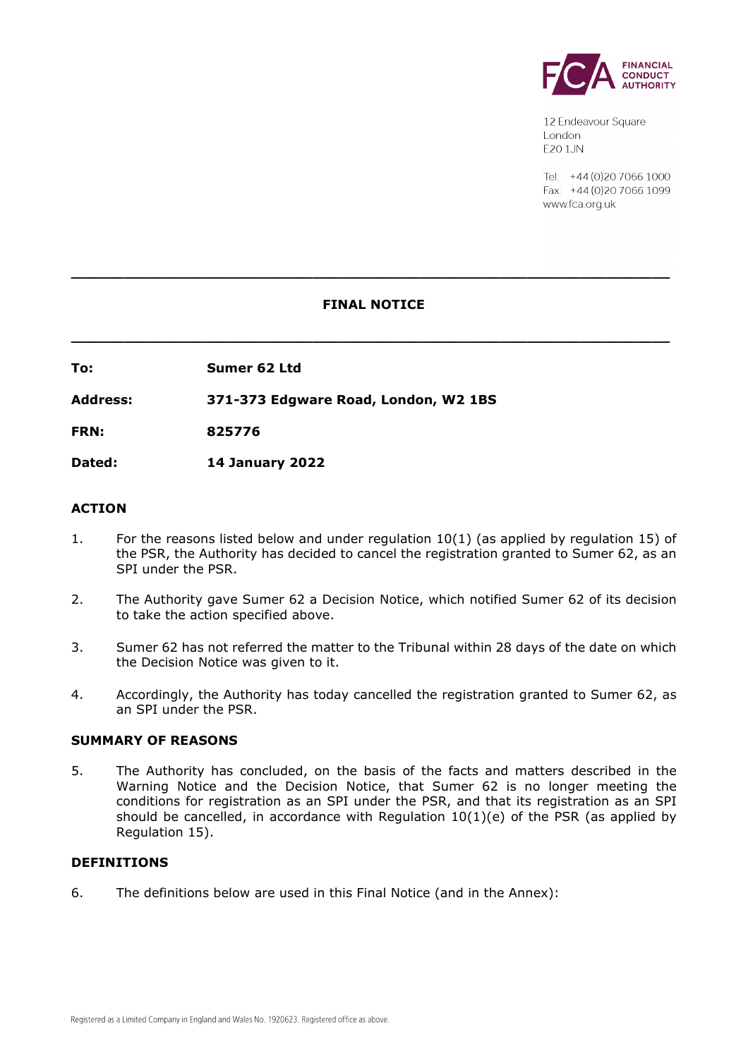12 Endeavour Square
London
E20 1JN

Tel: +44 (0)20 7066 1000
Fax: +44 (0)20 7066 1099
www.fca.org.uk

---

## FINAL NOTICE

---

**To:** **Sumer 62 Ltd**

**Address:** **371-373 Edgware Road, London, W2 1BS**

**FRN:** **825776**

**Dated:** **14 January 2022**

### ACTION

1. For the reasons listed below and under regulation 10(1) (as applied by regulation 15) of the PSR, the Authority has decided to cancel the registration granted to Sumer 62, as an SPI under the PSR.

2. The Authority gave Sumer 62 a Decision Notice, which notified Sumer 62 of its decision to take the action specified above.

3. Sumer 62 has not referred the matter to the Tribunal within 28 days of the date on which the Decision Notice was given to it.

4. Accordingly, the Authority has today cancelled the registration granted to Sumer 62, as an SPI under the PSR.

### SUMMARY OF REASONS

5. The Authority has concluded, on the basis of the facts and matters described in the Warning Notice and the Decision Notice, that Sumer 62 is no longer meeting the conditions for registration as an SPI under the PSR, and that its registration as an SPI should be cancelled, in accordance with Regulation 10(1)(e) of the PSR (as applied by Regulation 15).

### DEFINITIONS

6. The definitions below are used in this Final Notice (and in the Annex):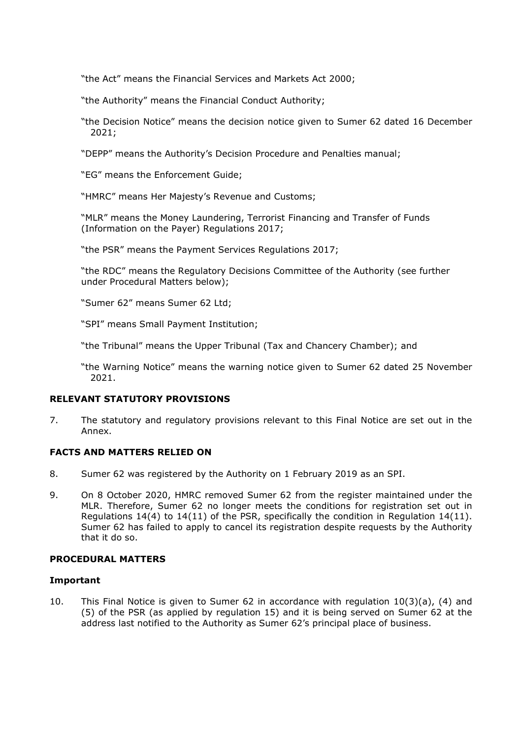"the Act" means the Financial Services and Markets Act 2000;

"the Authority" means the Financial Conduct Authority;

"the Decision Notice" means the decision notice given to Sumer 62 dated 16 December 2021;

"DEPP" means the Authority's Decision Procedure and Penalties manual;

"EG" means the Enforcement Guide;

"HMRC" means Her Majesty's Revenue and Customs;

"MLR" means the Money Laundering, Terrorist Financing and Transfer of Funds (Information on the Payer) Regulations 2017;

"the PSR" means the Payment Services Regulations 2017;

"the RDC" means the Regulatory Decisions Committee of the Authority (see further under Procedural Matters below);

"Sumer 62" means Sumer 62 Ltd;

"SPI" means Small Payment Institution;

"the Tribunal" means the Upper Tribunal (Tax and Chancery Chamber); and

"the Warning Notice" means the warning notice given to Sumer 62 dated 25 November 2021.

## RELEVANT STATUTORY PROVISIONS

7. The statutory and regulatory provisions relevant to this Final Notice are set out in the Annex.

## FACTS AND MATTERS RELIED ON

8. Sumer 62 was registered by the Authority on 1 February 2019 as an SPI.

9. On 8 October 2020, HMRC removed Sumer 62 from the register maintained under the MLR. Therefore, Sumer 62 no longer meets the conditions for registration set out in Regulations 14(4) to 14(11) of the PSR, specifically the condition in Regulation 14(11). Sumer 62 has failed to apply to cancel its registration despite requests by the Authority that it do so.

## PROCEDURAL MATTERS

### Important

10. This Final Notice is given to Sumer 62 in accordance with regulation 10(3)(a), (4) and (5) of the PSR (as applied by regulation 15) and it is being served on Sumer 62 at the address last notified to the Authority as Sumer 62's principal place of business.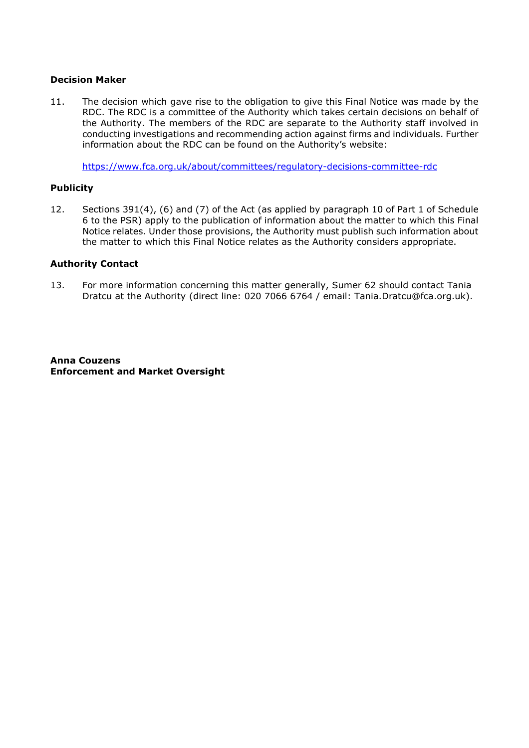**Decision Maker**

11. The decision which gave rise to the obligation to give this Final Notice was made by the RDC. The RDC is a committee of the Authority which takes certain decisions on behalf of the Authority. The members of the RDC are separate to the Authority staff involved in conducting investigations and recommending action against firms and individuals. Further information about the RDC can be found on the Authority's website:

    https://www.fca.org.uk/about/committees/regulatory-decisions-committee-rdc

**Publicity**

12. Sections 391(4), (6) and (7) of the Act (as applied by paragraph 10 of Part 1 of Schedule 6 to the PSR) apply to the publication of information about the matter to which this Final Notice relates. Under those provisions, the Authority must publish such information about the matter to which this Final Notice relates as the Authority considers appropriate.

**Authority Contact**

13. For more information concerning this matter generally, Sumer 62 should contact Tania Dratcu at the Authority (direct line: 020 7066 6764 / email: Tania.Dratcu@fca.org.uk).

**Anna Couzens**
**Enforcement and Market Oversight**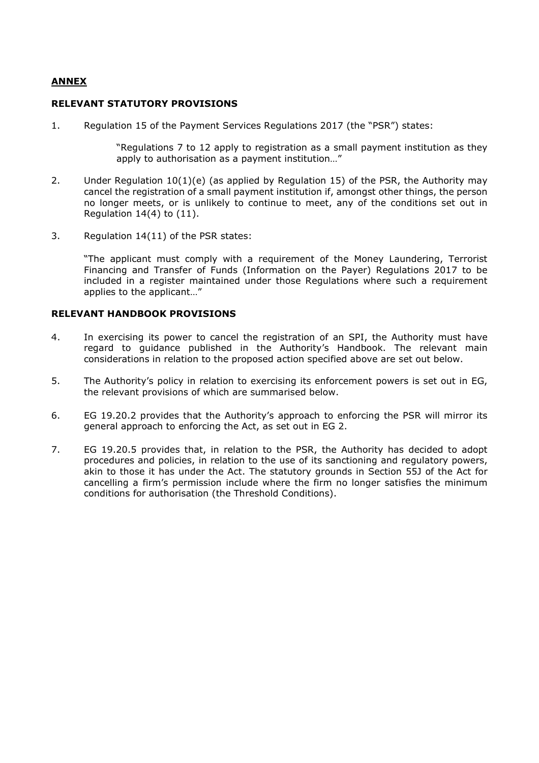## **ANNEX**

### RELEVANT STATUTORY PROVISIONS

1. Regulation 15 of the Payment Services Regulations 2017 (the "PSR") states:

   > "Regulations 7 to 12 apply to registration as a small payment institution as they apply to authorisation as a payment institution…"

2. Under Regulation 10(1)(e) (as applied by Regulation 15) of the PSR, the Authority may cancel the registration of a small payment institution if, amongst other things, the person no longer meets, or is unlikely to continue to meet, any of the conditions set out in Regulation 14(4) to (11).

3. Regulation 14(11) of the PSR states:

   > "The applicant must comply with a requirement of the Money Laundering, Terrorist Financing and Transfer of Funds (Information on the Payer) Regulations 2017 to be included in a register maintained under those Regulations where such a requirement applies to the applicant…"

### RELEVANT HANDBOOK PROVISIONS

4. In exercising its power to cancel the registration of an SPI, the Authority must have regard to guidance published in the Authority's Handbook. The relevant main considerations in relation to the proposed action specified above are set out below.

5. The Authority's policy in relation to exercising its enforcement powers is set out in EG, the relevant provisions of which are summarised below.

6. EG 19.20.2 provides that the Authority's approach to enforcing the PSR will mirror its general approach to enforcing the Act, as set out in EG 2.

7. EG 19.20.5 provides that, in relation to the PSR, the Authority has decided to adopt procedures and policies, in relation to the use of its sanctioning and regulatory powers, akin to those it has under the Act. The statutory grounds in Section 55J of the Act for cancelling a firm's permission include where the firm no longer satisfies the minimum conditions for authorisation (the Threshold Conditions).